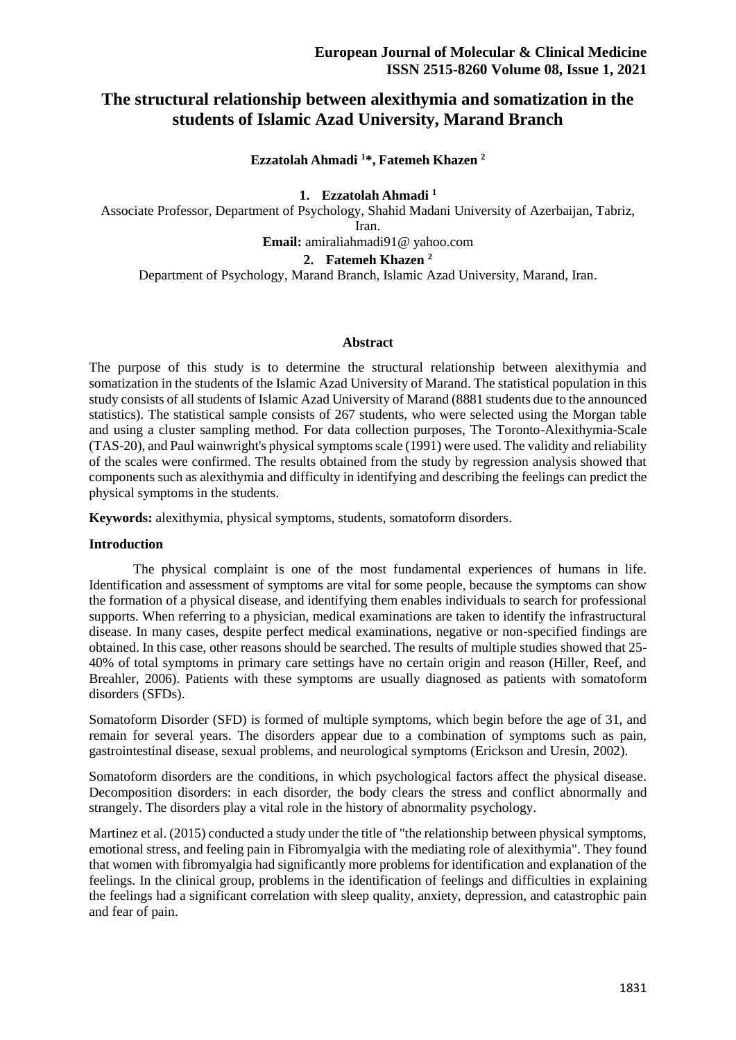# The structural relationship between alexithymia and somatization in the students of Islamic Azad University, Marand Branch

**Ezzatolah Ahmadi [1]*, Fatemeh Khazen [2]**

1. **Ezzatolah Ahmadi [1]**

Associate Professor, Department of Psychology, Shahid Madani University of Azerbaijan, Tabriz, Iran.

**Email:** amiraliahmadi91@ yahoo.com

2. **Fatemeh Khazen [2]**

Department of Psychology, Marand Branch, Islamic Azad University, Marand, Iran.

**Abstract**

The purpose of this study is to determine the structural relationship between alexithymia and somatization in the students of the Islamic Azad University of Marand. The statistical population in this study consists of all students of Islamic Azad University of Marand (8881 students due to the announced statistics). The statistical sample consists of 267 students, who were selected using the Morgan table and using a cluster sampling method. For data collection purposes, The Toronto-Alexithymia-Scale (TAS-20), and Paul wainwright's physical symptoms scale (1991) were used. The validity and reliability of the scales were confirmed. The results obtained from the study by regression analysis showed that components such as alexithymia and difficulty in identifying and describing the feelings can predict the physical symptoms in the students.

**Keywords:** alexithymia, physical symptoms, students, somatoform disorders.

## Introduction

The physical complaint is one of the most fundamental experiences of humans in life. Identification and assessment of symptoms are vital for some people, because the symptoms can show the formation of a physical disease, and identifying them enables individuals to search for professional supports. When referring to a physician, medical examinations are taken to identify the infrastructural disease. In many cases, despite perfect medical examinations, negative or non-specified findings are obtained. In this case, other reasons should be searched. The results of multiple studies showed that 25-40% of total symptoms in primary care settings have no certain origin and reason (Hiller, Reef, and Breahler, 2006). Patients with these symptoms are usually diagnosed as patients with somatoform disorders (SFDs).

Somatoform Disorder (SFD) is formed of multiple symptoms, which begin before the age of 31, and remain for several years. The disorders appear due to a combination of symptoms such as pain, gastrointestinal disease, sexual problems, and neurological symptoms (Erickson and Uresin, 2002).

Somatoform disorders are the conditions, in which psychological factors affect the physical disease. Decomposition disorders: in each disorder, the body clears the stress and conflict abnormally and strangely. The disorders play a vital role in the history of abnormality psychology.

Martinez et al. (2015) conducted a study under the title of "the relationship between physical symptoms, emotional stress, and feeling pain in Fibromyalgia with the mediating role of alexithymia". They found that women with fibromyalgia had significantly more problems for identification and explanation of the feelings. In the clinical group, problems in the identification of feelings and difficulties in explaining the feelings had a significant correlation with sleep quality, anxiety, depression, and catastrophic pain and fear of pain.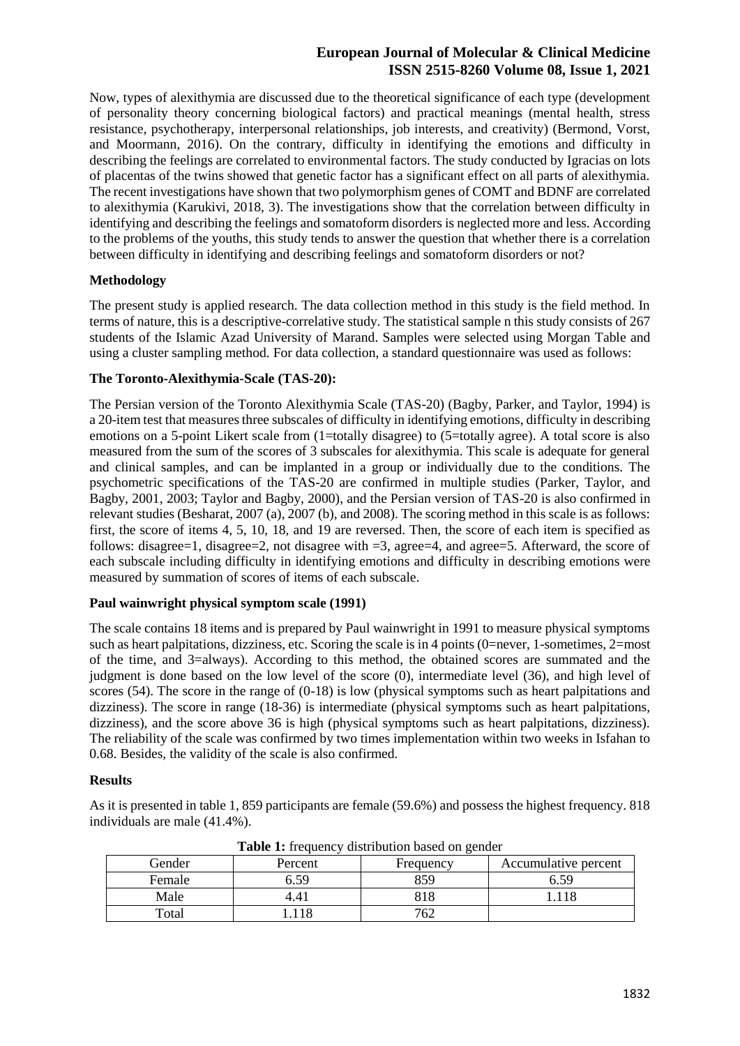Now, types of alexithymia are discussed due to the theoretical significance of each type (development of personality theory concerning biological factors) and practical meanings (mental health, stress resistance, psychotherapy, interpersonal relationships, job interests, and creativity) (Bermond, Vorst, and Moormann, 2016). On the contrary, difficulty in identifying the emotions and difficulty in describing the feelings are correlated to environmental factors. The study conducted by Igracias on lots of placentas of the twins showed that genetic factor has a significant effect on all parts of alexithymia. The recent investigations have shown that two polymorphism genes of COMT and BDNF are correlated to alexithymia (Karukivi, 2018, 3). The investigations show that the correlation between difficulty in identifying and describing the feelings and somatoform disorders is neglected more and less. According to the problems of the youths, this study tends to answer the question that whether there is a correlation between difficulty in identifying and describing feelings and somatoform disorders or not?

**Methodology**

The present study is applied research. The data collection method in this study is the field method. In terms of nature, this is a descriptive-correlative study. The statistical sample n this study consists of 267 students of the Islamic Azad University of Marand. Samples were selected using Morgan Table and using a cluster sampling method. For data collection, a standard questionnaire was used as follows:

**The Toronto-Alexithymia-Scale (TAS-20):**

The Persian version of the Toronto Alexithymia Scale (TAS-20) (Bagby, Parker, and Taylor, 1994) is a 20-item test that measures three subscales of difficulty in identifying emotions, difficulty in describing emotions on a 5-point Likert scale from (1=totally disagree) to (5=totally agree). A total score is also measured from the sum of the scores of 3 subscales for alexithymia. This scale is adequate for general and clinical samples, and can be implanted in a group or individually due to the conditions. The psychometric specifications of the TAS-20 are confirmed in multiple studies (Parker, Taylor, and Bagby, 2001, 2003; Taylor and Bagby, 2000), and the Persian version of TAS-20 is also confirmed in relevant studies (Besharat, 2007 (a), 2007 (b), and 2008). The scoring method in this scale is as follows: first, the score of items 4, 5, 10, 18, and 19 are reversed. Then, the score of each item is specified as follows: disagree=1, disagree=2, not disagree with =3, agree=4, and agree=5. Afterward, the score of each subscale including difficulty in identifying emotions and difficulty in describing emotions were measured by summation of scores of items of each subscale.

**Paul wainwright physical symptom scale (1991)**

The scale contains 18 items and is prepared by Paul wainwright in 1991 to measure physical symptoms such as heart palpitations, dizziness, etc. Scoring the scale is in 4 points (0=never, 1-sometimes, 2=most of the time, and 3=always). According to this method, the obtained scores are summated and the judgment is done based on the low level of the score (0), intermediate level (36), and high level of scores (54). The score in the range of (0-18) is low (physical symptoms such as heart palpitations and dizziness). The score in range (18-36) is intermediate (physical symptoms such as heart palpitations, dizziness), and the score above 36 is high (physical symptoms such as heart palpitations, dizziness). The reliability of the scale was confirmed by two times implementation within two weeks in Isfahan to 0.68. Besides, the validity of the scale is also confirmed.

**Results**

As it is presented in table 1, 859 participants are female (59.6%) and possess the highest frequency. 818 individuals are male (41.4%).

**Table 1:** frequency distribution based on gender

| Gender | Percent | Frequency | Accumulative percent |
|---|---|---|---|
| Female | 6.59 | 859 | 6.59 |
| Male | 4.41 | 818 | 1.118 |
| Total | 1.118 | 762 | |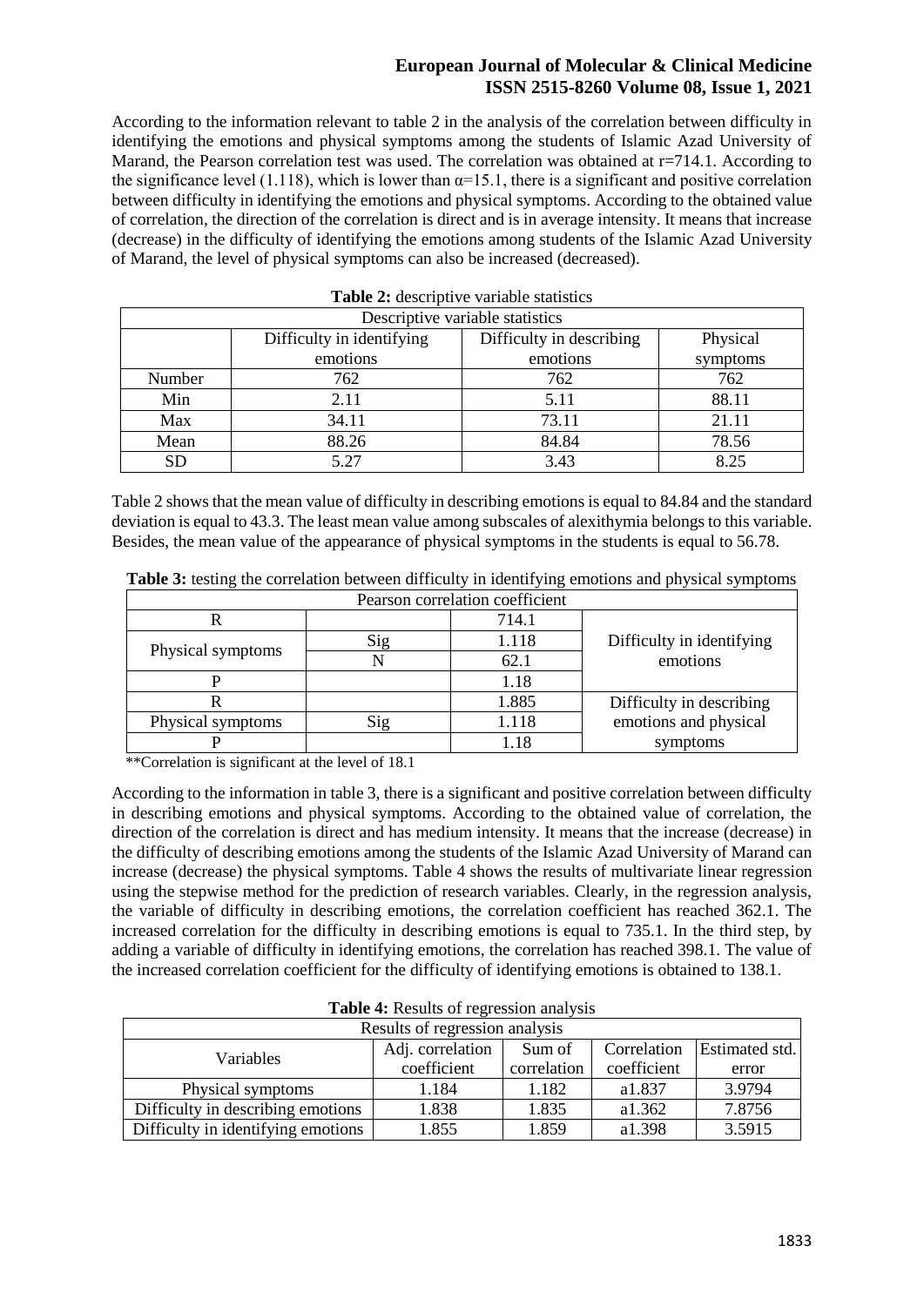According to the information relevant to table 2 in the analysis of the correlation between difficulty in identifying the emotions and physical symptoms among the students of Islamic Azad University of Marand, the Pearson correlation test was used. The correlation was obtained at r=714.1. According to the significance level (1.118), which is lower than α=15.1, there is a significant and positive correlation between difficulty in identifying the emotions and physical symptoms. According to the obtained value of correlation, the direction of the correlation is direct and is in average intensity. It means that increase (decrease) in the difficulty of identifying the emotions among students of the Islamic Azad University of Marand, the level of physical symptoms can also be increased (decreased).

**Table 2:** descriptive variable statistics

| Descriptive variable statistics | | | |
|---|---|---|---|
| | Difficulty in identifying emotions | Difficulty in describing emotions | Physical symptoms |
| Number | 762 | 762 | 762 |
| Min | 2.11 | 5.11 | 88.11 |
| Max | 34.11 | 73.11 | 21.11 |
| Mean | 88.26 | 84.84 | 78.56 |
| SD | 5.27 | 3.43 | 8.25 |

Table 2 shows that the mean value of difficulty in describing emotions is equal to 84.84 and the standard deviation is equal to 43.3. The least mean value among subscales of alexithymia belongs to this variable. Besides, the mean value of the appearance of physical symptoms in the students is equal to 56.78.

**Table 3:** testing the correlation between difficulty in identifying emotions and physical symptoms

| Pearson correlation coefficient | | | |
|---|---|---|---|
| R | | 714.1 | Difficulty in identifying emotions |
| Physical symptoms | Sig | 1.118 | |
| | N | 62.1 | |
| P | | 1.18 | |
| R | | 1.885 | Difficulty in describing emotions and physical symptoms |
| Physical symptoms | Sig | 1.118 | |
| P | | 1.18 | |

**Correlation is significant at the level of 18.1

According to the information in table 3, there is a significant and positive correlation between difficulty in describing emotions and physical symptoms. According to the obtained value of correlation, the direction of the correlation is direct and has medium intensity. It means that the increase (decrease) in the difficulty of describing emotions among the students of the Islamic Azad University of Marand can increase (decrease) the physical symptoms. Table 4 shows the results of multivariate linear regression using the stepwise method for the prediction of research variables. Clearly, in the regression analysis, the variable of difficulty in describing emotions, the correlation coefficient has reached 362.1. The increased correlation for the difficulty in describing emotions is equal to 735.1. In the third step, by adding a variable of difficulty in identifying emotions, the correlation has reached 398.1. The value of the increased correlation coefficient for the difficulty of identifying emotions is obtained to 138.1.

**Table 4:** Results of regression analysis

| Results of regression analysis | | | | |
|---|---|---|---|---|
| Variables | Adj. correlation coefficient | Sum of correlation | Correlation coefficient | Estimated std. error |
| Physical symptoms | 1.184 | 1.182 | a1.837 | 3.9794 |
| Difficulty in describing emotions | 1.838 | 1.835 | a1.362 | 7.8756 |
| Difficulty in identifying emotions | 1.855 | 1.859 | a1.398 | 3.5915 |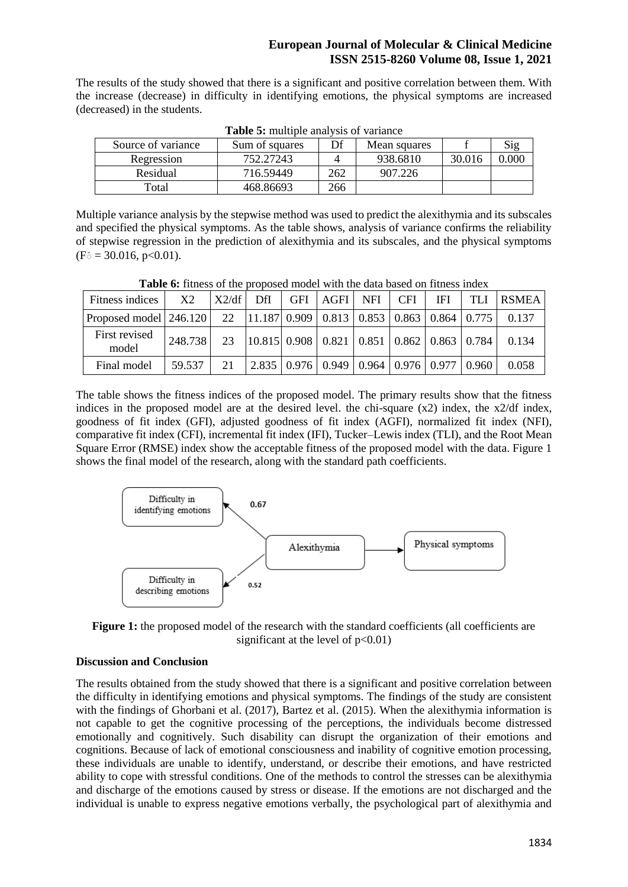The results of the study showed that there is a significant and positive correlation between them. With the increase (decrease) in difficulty in identifying emotions, the physical symptoms are increased (decreased) in the students.

**Table 5:** multiple analysis of variance

| Source of variance | Sum of squares | Df | Mean squares | f | Sig |
|---|---|---|---|---|---|
| Regression | 752.27243 | 4 | 938.6810 | 30.016 | 0.000 |
| Residual | 716.59449 | 262 | 907.226 | | |
| Total | 468.86693 | 266 | | | |

Multiple variance analysis by the stepwise method was used to predict the alexithymia and its subscales and specified the physical symptoms. As the table shows, analysis of variance confirms the reliability of stepwise regression in the prediction of alexithymia and its subscales, and the physical symptoms (Fό = 30.016, $p<0.01$).

**Table 6:** fitness of the proposed model with the data based on fitness index

| Fitness indices | X2 | X2/df | DfI | GFI | AGFI | NFI | CFI | IFI | TLI | RSMEA |
|---|---|---|---|---|---|---|---|---|---|---|
| Proposed model | 246.120 | 22 | 11.187 | 0.909 | 0.813 | 0.853 | 0.863 | 0.864 | 0.775 | 0.137 |
| First revised model | 248.738 | 23 | 10.815 | 0.908 | 0.821 | 0.851 | 0.862 | 0.863 | 0.784 | 0.134 |
| Final model | 59.537 | 21 | 2.835 | 0.976 | 0.949 | 0.964 | 0.976 | 0.977 | 0.960 | 0.058 |

The table shows the fitness indices of the proposed model. The primary results show that the fitness indices in the proposed model are at the desired level. the chi-square (x2) index, the x2/df index, goodness of fit index (GFI), adjusted goodness of fit index (AGFI), normalized fit index (NFI), comparative fit index (CFI), incremental fit index (IFI), Tucker–Lewis index (TLI), and the Root Mean Square Error (RMSE) index show the acceptable fitness of the proposed model with the data. Figure 1 shows the final model of the research, along with the standard path coefficients.

Difficulty in identifying emotions — 0.67 — Alexithymia — Physical symptoms

Difficulty in describing emotions — 0.52

**Figure 1:** the proposed model of the research with the standard coefficients (all coefficients are significant at the level of $p<0.01$)

## Discussion and Conclusion

The results obtained from the study showed that there is a significant and positive correlation between the difficulty in identifying emotions and physical symptoms. The findings of the study are consistent with the findings of Ghorbani et al. (2017), Bartez et al. (2015). When the alexithymia information is not capable to get the cognitive processing of the perceptions, the individuals become distressed emotionally and cognitively. Such disability can disrupt the organization of their emotions and cognitions. Because of lack of emotional consciousness and inability of cognitive emotion processing, these individuals are unable to identify, understand, or describe their emotions, and have restricted ability to cope with stressful conditions. One of the methods to control the stresses can be alexithymia and discharge of the emotions caused by stress or disease. If the emotions are not discharged and the individual is unable to express negative emotions verbally, the psychological part of alexithymia and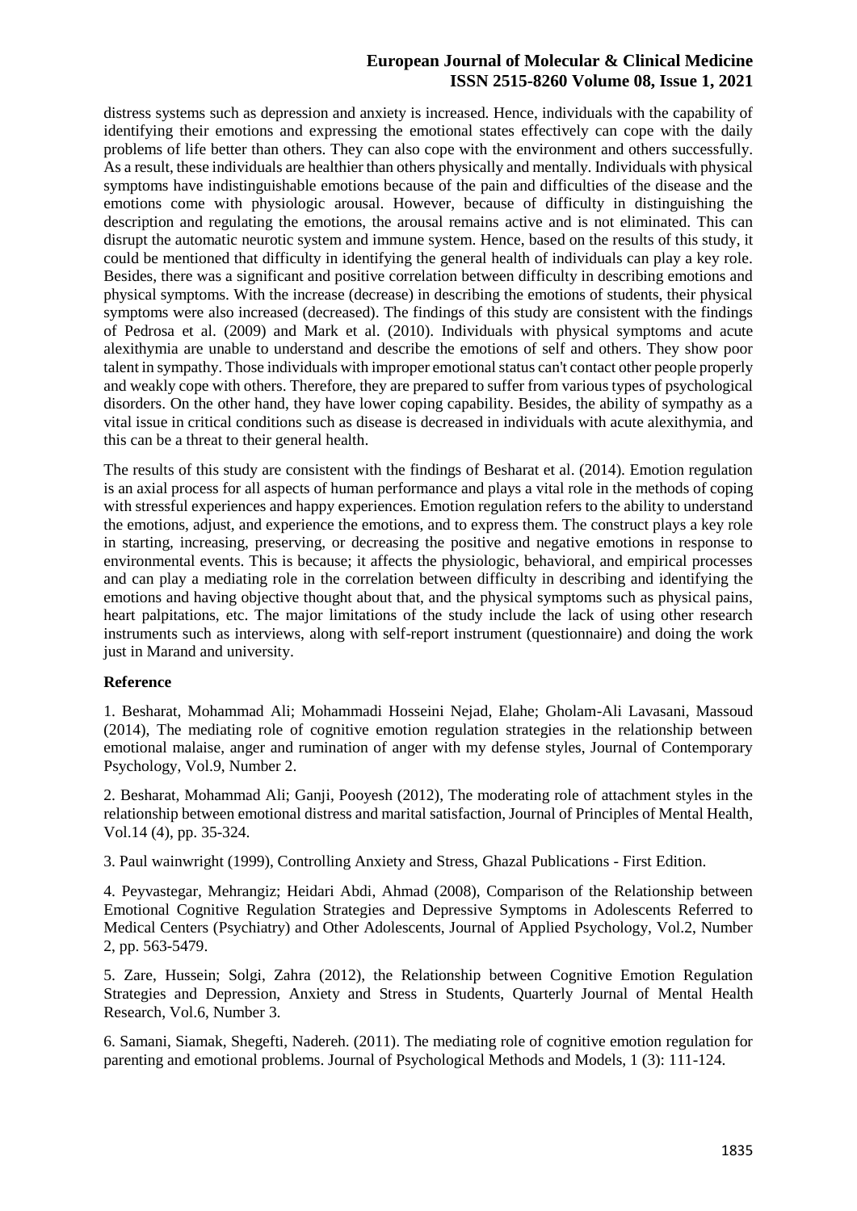distress systems such as depression and anxiety is increased. Hence, individuals with the capability of identifying their emotions and expressing the emotional states effectively can cope with the daily problems of life better than others. They can also cope with the environment and others successfully. As a result, these individuals are healthier than others physically and mentally. Individuals with physical symptoms have indistinguishable emotions because of the pain and difficulties of the disease and the emotions come with physiologic arousal. However, because of difficulty in distinguishing the description and regulating the emotions, the arousal remains active and is not eliminated. This can disrupt the automatic neurotic system and immune system. Hence, based on the results of this study, it could be mentioned that difficulty in identifying the general health of individuals can play a key role. Besides, there was a significant and positive correlation between difficulty in describing emotions and physical symptoms. With the increase (decrease) in describing the emotions of students, their physical symptoms were also increased (decreased). The findings of this study are consistent with the findings of Pedrosa et al. (2009) and Mark et al. (2010). Individuals with physical symptoms and acute alexithymia are unable to understand and describe the emotions of self and others. They show poor talent in sympathy. Those individuals with improper emotional status can't contact other people properly and weakly cope with others. Therefore, they are prepared to suffer from various types of psychological disorders. On the other hand, they have lower coping capability. Besides, the ability of sympathy as a vital issue in critical conditions such as disease is decreased in individuals with acute alexithymia, and this can be a threat to their general health.

The results of this study are consistent with the findings of Besharat et al. (2014). Emotion regulation is an axial process for all aspects of human performance and plays a vital role in the methods of coping with stressful experiences and happy experiences. Emotion regulation refers to the ability to understand the emotions, adjust, and experience the emotions, and to express them. The construct plays a key role in starting, increasing, preserving, or decreasing the positive and negative emotions in response to environmental events. This is because; it affects the physiologic, behavioral, and empirical processes and can play a mediating role in the correlation between difficulty in describing and identifying the emotions and having objective thought about that, and the physical symptoms such as physical pains, heart palpitations, etc. The major limitations of the study include the lack of using other research instruments such as interviews, along with self-report instrument (questionnaire) and doing the work just in Marand and university.

**Reference**

1. Besharat, Mohammad Ali; Mohammadi Hosseini Nejad, Elahe; Gholam-Ali Lavasani, Massoud (2014), The mediating role of cognitive emotion regulation strategies in the relationship between emotional malaise, anger and rumination of anger with my defense styles, Journal of Contemporary Psychology, Vol.9, Number 2.

2. Besharat, Mohammad Ali; Ganji, Pooyesh (2012), The moderating role of attachment styles in the relationship between emotional distress and marital satisfaction, Journal of Principles of Mental Health, Vol.14 (4), pp. 35-324.

3. Paul wainwright (1999), Controlling Anxiety and Stress, Ghazal Publications - First Edition.

4. Peyvastegar, Mehrangiz; Heidari Abdi, Ahmad (2008), Comparison of the Relationship between Emotional Cognitive Regulation Strategies and Depressive Symptoms in Adolescents Referred to Medical Centers (Psychiatry) and Other Adolescents, Journal of Applied Psychology, Vol.2, Number 2, pp. 563-5479.

5. Zare, Hussein; Solgi, Zahra (2012), the Relationship between Cognitive Emotion Regulation Strategies and Depression, Anxiety and Stress in Students, Quarterly Journal of Mental Health Research, Vol.6, Number 3.

6. Samani, Siamak, Shegefti, Nadereh. (2011). The mediating role of cognitive emotion regulation for parenting and emotional problems. Journal of Psychological Methods and Models, 1 (3): 111-124.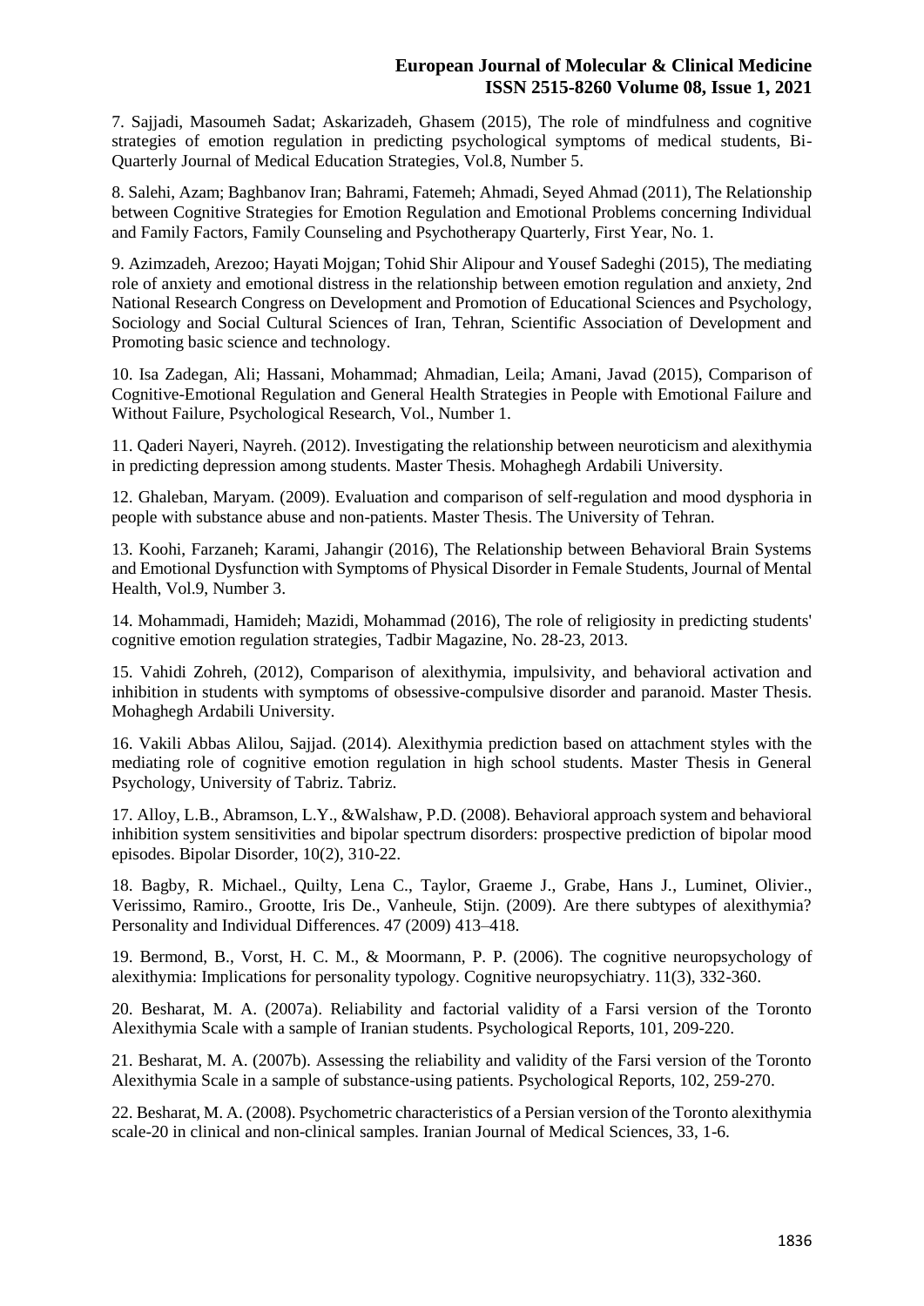7. Sajjadi, Masoumeh Sadat; Askarizadeh, Ghasem (2015), The role of mindfulness and cognitive strategies of emotion regulation in predicting psychological symptoms of medical students, Bi-Quarterly Journal of Medical Education Strategies, Vol.8, Number 5.

8. Salehi, Azam; Baghbanov Iran; Bahrami, Fatemeh; Ahmadi, Seyed Ahmad (2011), The Relationship between Cognitive Strategies for Emotion Regulation and Emotional Problems concerning Individual and Family Factors, Family Counseling and Psychotherapy Quarterly, First Year, No. 1.

9. Azimzadeh, Arezoo; Hayati Mojgan; Tohid Shir Alipour and Yousef Sadeghi (2015), The mediating role of anxiety and emotional distress in the relationship between emotion regulation and anxiety, 2nd National Research Congress on Development and Promotion of Educational Sciences and Psychology, Sociology and Social Cultural Sciences of Iran, Tehran, Scientific Association of Development and Promoting basic science and technology.

10. Isa Zadegan, Ali; Hassani, Mohammad; Ahmadian, Leila; Amani, Javad (2015), Comparison of Cognitive-Emotional Regulation and General Health Strategies in People with Emotional Failure and Without Failure, Psychological Research, Vol., Number 1.

11. Qaderi Nayeri, Nayreh. (2012). Investigating the relationship between neuroticism and alexithymia in predicting depression among students. Master Thesis. Mohaghegh Ardabili University.

12. Ghaleban, Maryam. (2009). Evaluation and comparison of self-regulation and mood dysphoria in people with substance abuse and non-patients. Master Thesis. The University of Tehran.

13. Koohi, Farzaneh; Karami, Jahangir (2016), The Relationship between Behavioral Brain Systems and Emotional Dysfunction with Symptoms of Physical Disorder in Female Students, Journal of Mental Health, Vol.9, Number 3.

14. Mohammadi, Hamideh; Mazidi, Mohammad (2016), The role of religiosity in predicting students' cognitive emotion regulation strategies, Tadbir Magazine, No. 28-23, 2013.

15. Vahidi Zohreh, (2012), Comparison of alexithymia, impulsivity, and behavioral activation and inhibition in students with symptoms of obsessive-compulsive disorder and paranoid. Master Thesis. Mohaghegh Ardabili University.

16. Vakili Abbas Alilou, Sajjad. (2014). Alexithymia prediction based on attachment styles with the mediating role of cognitive emotion regulation in high school students. Master Thesis in General Psychology, University of Tabriz. Tabriz.

17. Alloy, L.B., Abramson, L.Y., &Walshaw, P.D. (2008). Behavioral approach system and behavioral inhibition system sensitivities and bipolar spectrum disorders: prospective prediction of bipolar mood episodes. Bipolar Disorder, 10(2), 310-22.

18. Bagby, R. Michael., Quilty, Lena C., Taylor, Graeme J., Grabe, Hans J., Luminet, Olivier., Verissimo, Ramiro., Grootte, Iris De., Vanheule, Stijn. (2009). Are there subtypes of alexithymia? Personality and Individual Differences. 47 (2009) 413–418.

19. Bermond, B., Vorst, H. C. M., & Moormann, P. P. (2006). The cognitive neuropsychology of alexithymia: Implications for personality typology. Cognitive neuropsychiatry. 11(3), 332-360.

20. Besharat, M. A. (2007a). Reliability and factorial validity of a Farsi version of the Toronto Alexithymia Scale with a sample of Iranian students. Psychological Reports, 101, 209-220.

21. Besharat, M. A. (2007b). Assessing the reliability and validity of the Farsi version of the Toronto Alexithymia Scale in a sample of substance-using patients. Psychological Reports, 102, 259-270.

22. Besharat, M. A. (2008). Psychometric characteristics of a Persian version of the Toronto alexithymia scale-20 in clinical and non-clinical samples. Iranian Journal of Medical Sciences, 33, 1-6.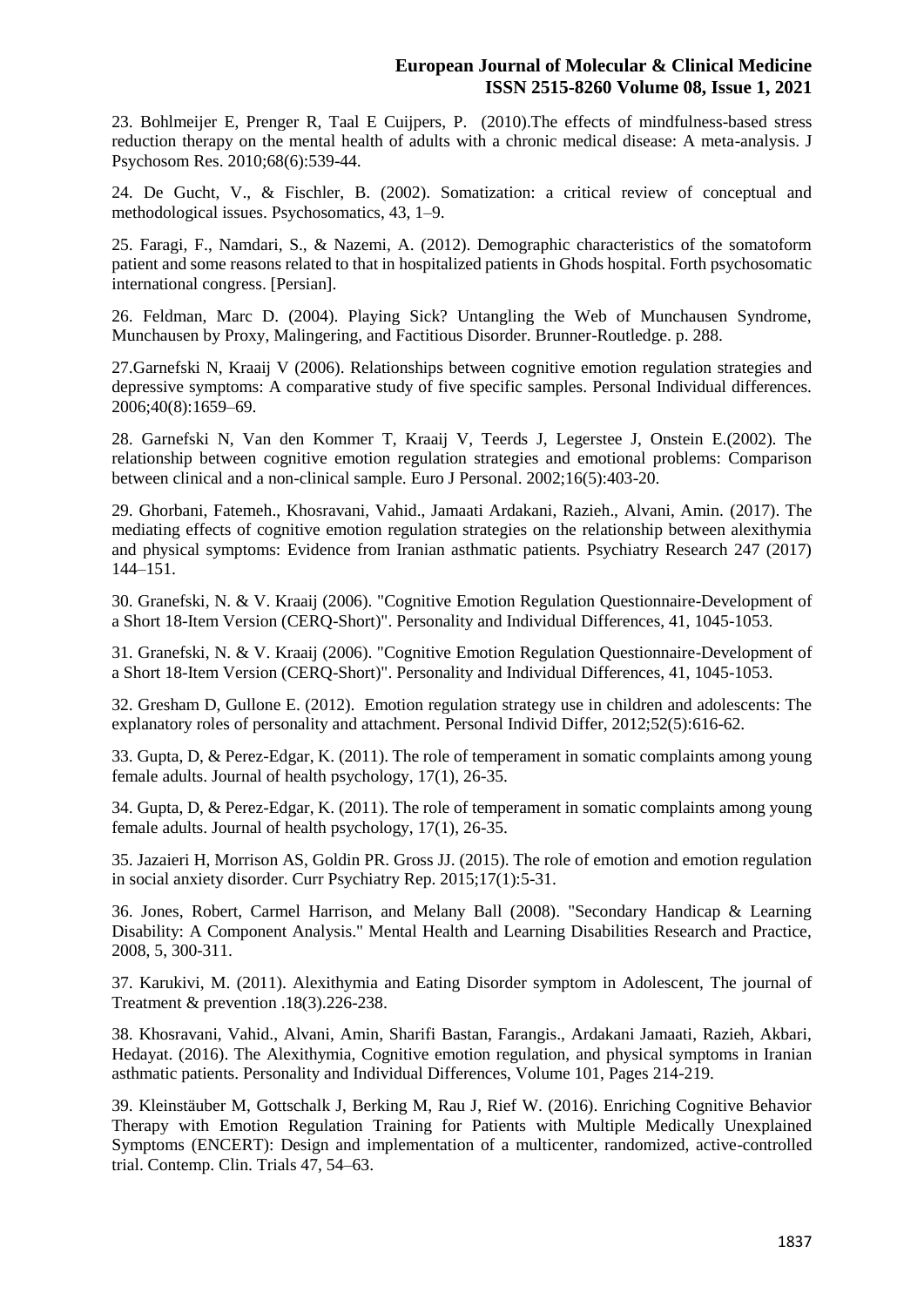23. Bohlmeijer E, Prenger R, Taal E Cuijpers, P. (2010).The effects of mindfulness-based stress reduction therapy on the mental health of adults with a chronic medical disease: A meta-analysis. J Psychosom Res. 2010;68(6):539-44.

24. De Gucht, V., & Fischler, B. (2002). Somatization: a critical review of conceptual and methodological issues. Psychosomatics, 43, 1–9.

25. Faragi, F., Namdari, S., & Nazemi, A. (2012). Demographic characteristics of the somatoform patient and some reasons related to that in hospitalized patients in Ghods hospital. Forth psychosomatic international congress. [Persian].

26. Feldman, Marc D. (2004). Playing Sick? Untangling the Web of Munchausen Syndrome, Munchausen by Proxy, Malingering, and Factitious Disorder. Brunner-Routledge. p. 288.

27.Garnefski N, Kraaij V (2006). Relationships between cognitive emotion regulation strategies and depressive symptoms: A comparative study of five specific samples. Personal Individual differences. 2006;40(8):1659–69.

28. Garnefski N, Van den Kommer T, Kraaij V, Teerds J, Legerstee J, Onstein E.(2002). The relationship between cognitive emotion regulation strategies and emotional problems: Comparison between clinical and a non-clinical sample. Euro J Personal. 2002;16(5):403-20.

29. Ghorbani, Fatemeh., Khosravani, Vahid., Jamaati Ardakani, Razieh., Alvani, Amin. (2017). The mediating effects of cognitive emotion regulation strategies on the relationship between alexithymia and physical symptoms: Evidence from Iranian asthmatic patients. Psychiatry Research 247 (2017) 144–151.

30. Granefski, N. & V. Kraaij (2006). "Cognitive Emotion Regulation Questionnaire-Development of a Short 18-Item Version (CERQ-Short)". Personality and Individual Differences, 41, 1045-1053.

31. Granefski, N. & V. Kraaij (2006). "Cognitive Emotion Regulation Questionnaire-Development of a Short 18-Item Version (CERQ-Short)". Personality and Individual Differences, 41, 1045-1053.

32. Gresham D, Gullone E. (2012). Emotion regulation strategy use in children and adolescents: The explanatory roles of personality and attachment. Personal Individ Differ, 2012;52(5):616-62.

33. Gupta, D, & Perez-Edgar, K. (2011). The role of temperament in somatic complaints among young female adults. Journal of health psychology, 17(1), 26-35.

34. Gupta, D, & Perez-Edgar, K. (2011). The role of temperament in somatic complaints among young female adults. Journal of health psychology, 17(1), 26-35.

35. Jazaieri H, Morrison AS, Goldin PR. Gross JJ. (2015). The role of emotion and emotion regulation in social anxiety disorder. Curr Psychiatry Rep. 2015;17(1):5-31.

36. Jones, Robert, Carmel Harrison, and Melany Ball (2008). "Secondary Handicap & Learning Disability: A Component Analysis." Mental Health and Learning Disabilities Research and Practice, 2008, 5, 300-311.

37. Karukivi, M. (2011). Alexithymia and Eating Disorder symptom in Adolescent, The journal of Treatment & prevention .18(3).226-238.

38. Khosravani, Vahid., Alvani, Amin, Sharifi Bastan, Farangis., Ardakani Jamaati, Razieh, Akbari, Hedayat. (2016). The Alexithymia, Cognitive emotion regulation, and physical symptoms in Iranian asthmatic patients. Personality and Individual Differences, Volume 101, Pages 214-219.

39. Kleinstäuber M, Gottschalk J, Berking M, Rau J, Rief W. (2016). Enriching Cognitive Behavior Therapy with Emotion Regulation Training for Patients with Multiple Medically Unexplained Symptoms (ENCERT): Design and implementation of a multicenter, randomized, active-controlled trial. Contemp. Clin. Trials 47, 54–63.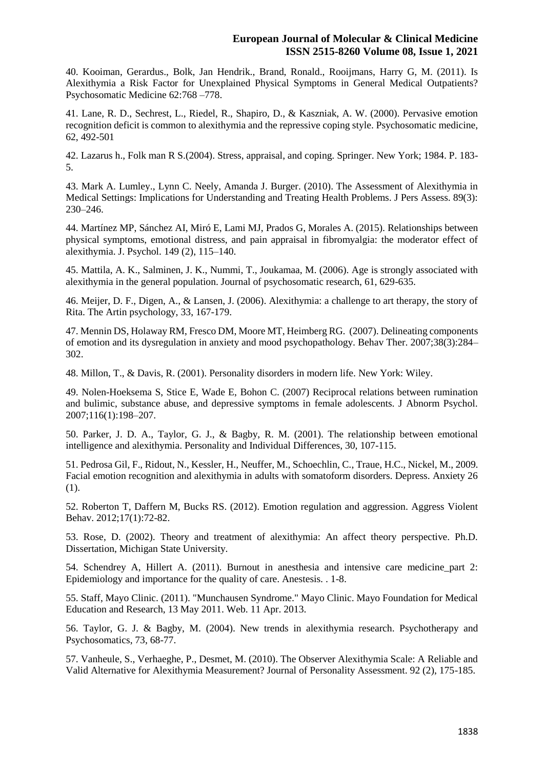40. Kooiman, Gerardus., Bolk, Jan Hendrik., Brand, Ronald., Rooijmans, Harry G, M. (2011). Is Alexithymia a Risk Factor for Unexplained Physical Symptoms in General Medical Outpatients? Psychosomatic Medicine 62:768 –778.

41. Lane, R. D., Sechrest, L., Riedel, R., Shapiro, D., & Kaszniak, A. W. (2000). Pervasive emotion recognition deficit is common to alexithymia and the repressive coping style. Psychosomatic medicine, 62, 492-501

42. Lazarus h., Folk man R S.(2004). Stress, appraisal, and coping. Springer. New York; 1984. P. 183-5.

43. Mark A. Lumley., Lynn C. Neely, Amanda J. Burger. (2010). The Assessment of Alexithymia in Medical Settings: Implications for Understanding and Treating Health Problems. J Pers Assess. 89(3): 230–246.

44. Martínez MP, Sánchez AI, Miró E, Lami MJ, Prados G, Morales A. (2015). Relationships between physical symptoms, emotional distress, and pain appraisal in fibromyalgia: the moderator effect of alexithymia. J. Psychol. 149 (2), 115–140.

45. Mattila, A. K., Salminen, J. K., Nummi, T., Joukamaa, M. (2006). Age is strongly associated with alexithymia in the general population. Journal of psychosomatic research, 61, 629-635.

46. Meijer, D. F., Digen, A., & Lansen, J. (2006). Alexithymia: a challenge to art therapy, the story of Rita. The Artin psychology, 33, 167-179.

47. Mennin DS, Holaway RM, Fresco DM, Moore MT, Heimberg RG. (2007). Delineating components of emotion and its dysregulation in anxiety and mood psychopathology. Behav Ther. 2007;38(3):284–302.

48. Millon, T., & Davis, R. (2001). Personality disorders in modern life. New York: Wiley.

49. Nolen-Hoeksema S, Stice E, Wade E, Bohon C. (2007) Reciprocal relations between rumination and bulimic, substance abuse, and depressive symptoms in female adolescents. J Abnorm Psychol. 2007;116(1):198–207.

50. Parker, J. D. A., Taylor, G. J., & Bagby, R. M. (2001). The relationship between emotional intelligence and alexithymia. Personality and Individual Differences, 30, 107-115.

51. Pedrosa Gil, F., Ridout, N., Kessler, H., Neuffer, M., Schoechlin, C., Traue, H.C., Nickel, M., 2009. Facial emotion recognition and alexithymia in adults with somatoform disorders. Depress. Anxiety 26 (1).

52. Roberton T, Daffern M, Bucks RS. (2012). Emotion regulation and aggression. Aggress Violent Behav. 2012;17(1):72-82.

53. Rose, D. (2002). Theory and treatment of alexithymia: An affect theory perspective. Ph.D. Dissertation, Michigan State University.

54. Schendrey A, Hillert A. (2011). Burnout in anesthesia and intensive care medicine_part 2: Epidemiology and importance for the quality of care. Anestesis. . 1-8.

55. Staff, Mayo Clinic. (2011). "Munchausen Syndrome." Mayo Clinic. Mayo Foundation for Medical Education and Research, 13 May 2011. Web. 11 Apr. 2013.

56. Taylor, G. J. & Bagby, M. (2004). New trends in alexithymia research. Psychotherapy and Psychosomatics, 73, 68-77.

57. Vanheule, S., Verhaeghe, P., Desmet, M. (2010). The Observer Alexithymia Scale: A Reliable and Valid Alternative for Alexithymia Measurement? Journal of Personality Assessment. 92 (2), 175-185.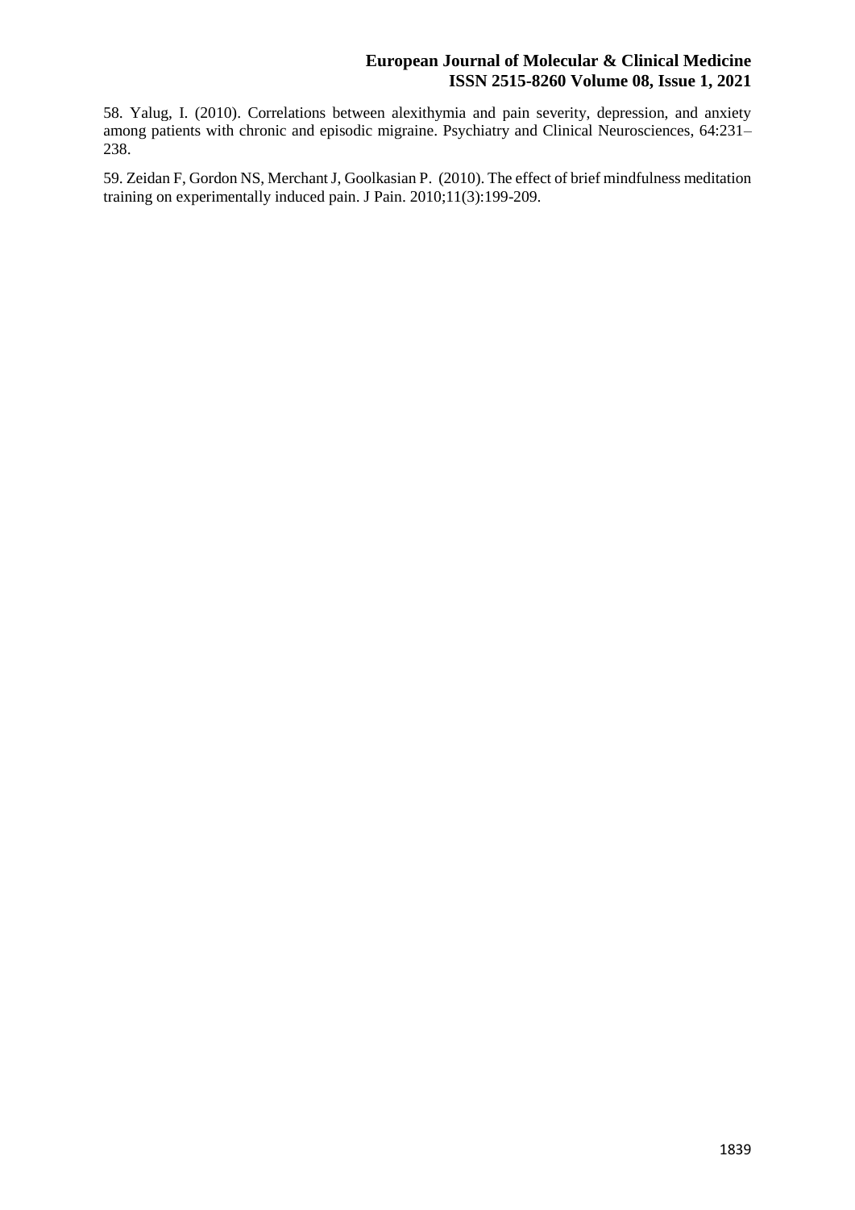58. Yalug, I. (2010). Correlations between alexithymia and pain severity, depression, and anxiety among patients with chronic and episodic migraine. Psychiatry and Clinical Neurosciences, 64:231–238.

59. Zeidan F, Gordon NS, Merchant J, Goolkasian P. (2010). The effect of brief mindfulness meditation training on experimentally induced pain. J Pain. 2010;11(3):199-209.